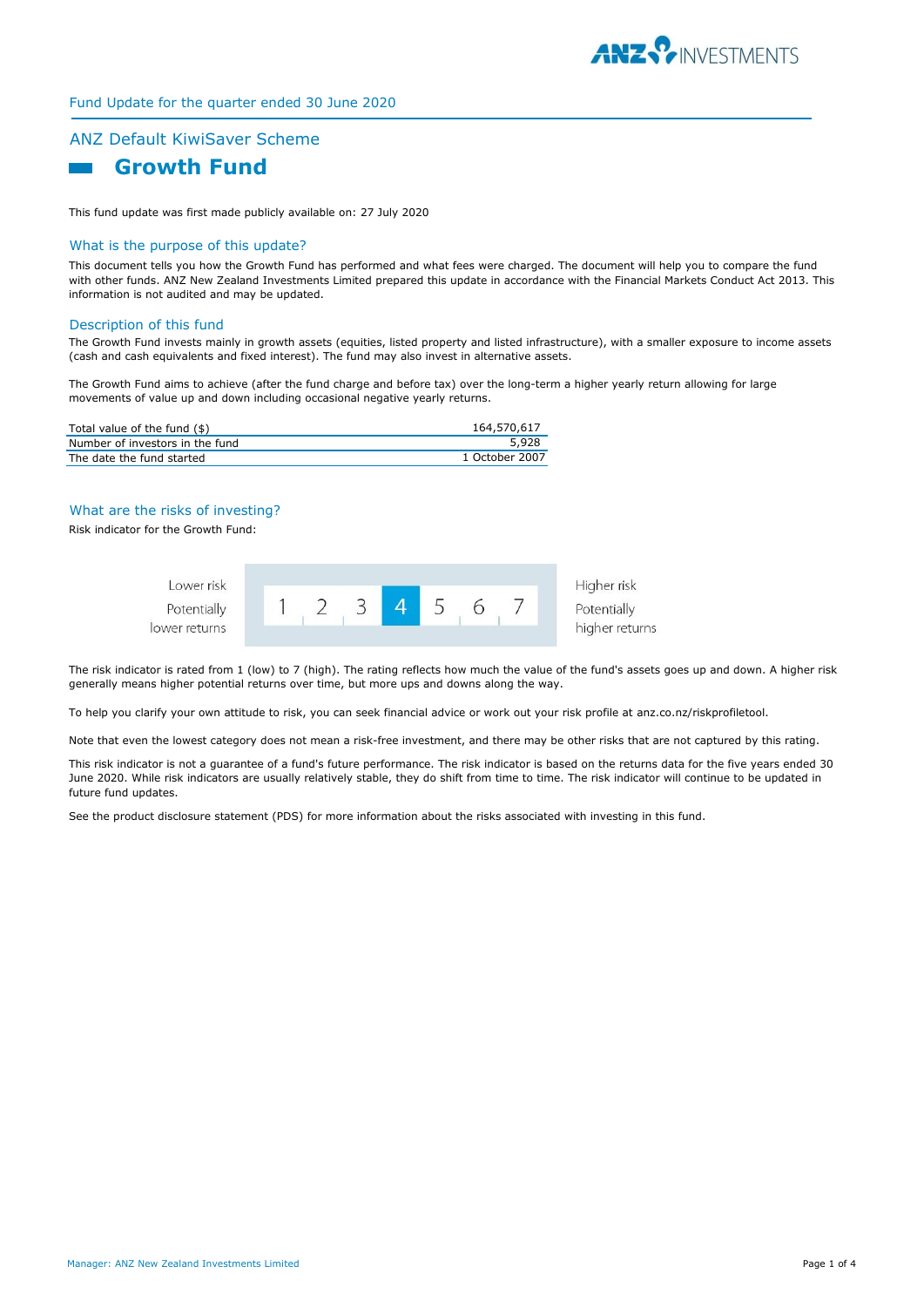Fund Update for the quarter ended 30 June 2020

## ANZ Default KiwiSaver Scheme

# Growth Fund

This fund update was first made publicly available on: 27 July 2020

## What is the purpose of this update?

This document tells you how the Growth Fund has performed and what fees were charged. The document will help you to compare the fund with other funds. ANZ New Zealand Investments Limited prepared this update in accordance with the Financial Markets Conduct Act 2013. This information is not audited and may be updated.

## Description of this fund

The Growth Fund invests mainly in growth assets (equities, listed property and listed infrastructure), with a smaller exposure to income assets (cash and cash equivalents and fixed interest). The fund may also invest in alternative assets.

The Growth Fund aims to achieve (after the fund charge and before tax) over the long-term a higher yearly return allowing for large movements of value up and down including occasional negative yearly returns.

| | |
|---|---|
| Total value of the fund ($) | 164,570,617 |
| Number of investors in the fund | 5,928 |
| The date the fund started | 1 October 2007 |

## What are the risks of investing?

Risk indicator for the Growth Fund:

| Lower risk<br>Potentially lower returns | 1 | 2 | 3 | **4** | 5 | 6 | 7 | Higher risk<br>Potentially higher returns |
|---|---|---|---|---|---|---|---|---|

The risk indicator is rated from 1 (low) to 7 (high). The rating reflects how much the value of the fund's assets goes up and down. A higher risk generally means higher potential returns over time, but more ups and downs along the way.

To help you clarify your own attitude to risk, you can seek financial advice or work out your risk profile at anz.co.nz/riskprofiletool.

Note that even the lowest category does not mean a risk-free investment, and there may be other risks that are not captured by this rating.

This risk indicator is not a guarantee of a fund's future performance. The risk indicator is based on the returns data for the five years ended 30 June 2020. While risk indicators are usually relatively stable, they do shift from time to time. The risk indicator will continue to be updated in future fund updates.

See the product disclosure statement (PDS) for more information about the risks associated with investing in this fund.

Manager: ANZ New Zealand Investments Limited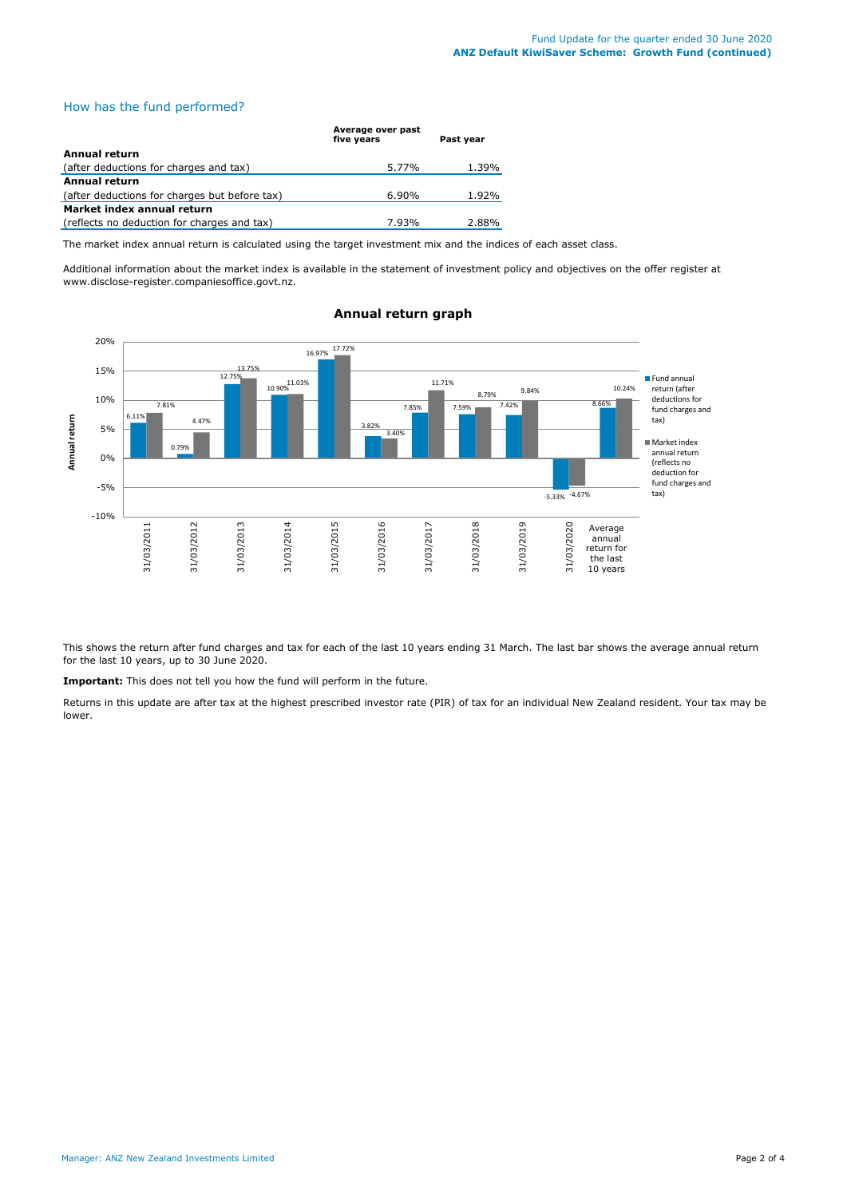## How has the fund performed?

| | Average over past five years | Past year |
|---|---|---|
| **Annual return** | | |
| (after deductions for charges and tax) | 5.77% | 1.39% |
| **Annual return** | | |
| (after deductions for charges but before tax) | 6.90% | 1.92% |
| **Market index annual return** | | |
| (reflects no deduction for charges and tax) | 7.93% | 2.88% |

The market index annual return is calculated using the target investment mix and the indices of each asset class.

Additional information about the market index is available in the statement of investment policy and objectives on the offer register at www.disclose-register.companiesoffice.govt.nz.

### Annual return graph

| | Fund annual return (after deductions for fund charges and tax) | Market index annual return (reflects no deduction for fund charges and tax) |
|---|---|---|
| 31/03/2011 | 6.11% | 7.81% |
| 31/03/2012 | 0.79% | 4.47% |
| 31/03/2013 | 12.75% | 13.75% |
| 31/03/2014 | 10.90% | 11.03% |
| 31/03/2015 | 16.97% | 17.72% |
| 31/03/2016 | 3.82% | 3.40% |
| 31/03/2017 | 7.85% | 11.71% |
| 31/03/2018 | 7.59% | 8.79% |
| 31/03/2019 | 7.42% | 9.84% |
| 31/03/2020 | -5.33% | -4.67% |
| Average annual return for the last 10 years | 8.66% | 10.24% |

This shows the return after fund charges and tax for each of the last 10 years ending 31 March. The last bar shows the average annual return for the last 10 years, up to 30 June 2020.

**Important:** This does not tell you how the fund will perform in the future.

Returns in this update are after tax at the highest prescribed investor rate (PIR) of tax for an individual New Zealand resident. Your tax may be lower.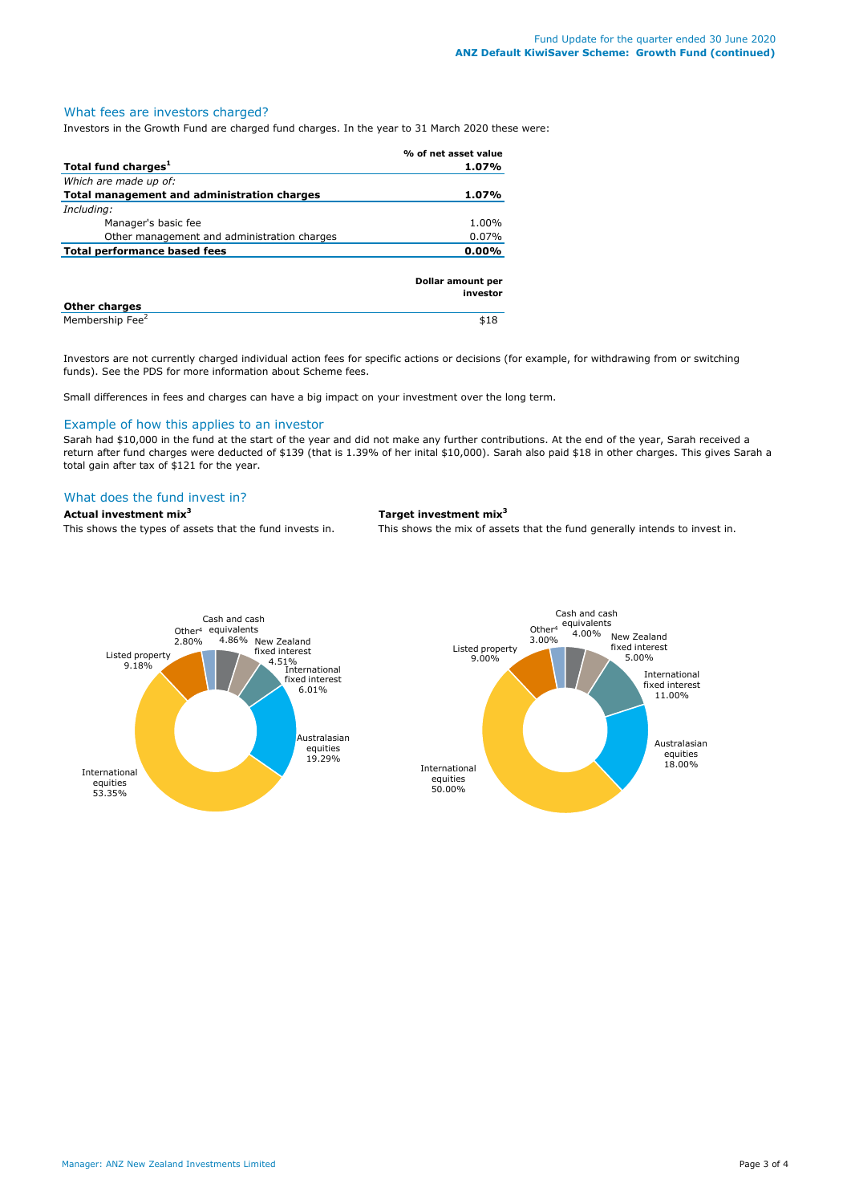## What fees are investors charged?

Investors in the Growth Fund are charged fund charges. In the year to 31 March 2020 these were:

| | % of net asset value |
|---|---|
| **Total fund charges[1]** | **1.07%** |
| *Which are made up of:* | |
| **Total management and administration charges** | **1.07%** |
| *Including:* | |
| Manager's basic fee | 1.00% |
| Other management and administration charges | 0.07% |
| **Total performance based fees** | **0.00%** |

| | Dollar amount per investor |
|---|---|
| **Other charges** | |
| Membership Fee[2] | $18 |

Investors are not currently charged individual action fees for specific actions or decisions (for example, for withdrawing from or switching funds). See the PDS for more information about Scheme fees.

Small differences in fees and charges can have a big impact on your investment over the long term.

## Example of how this applies to an investor

Sarah had $10,000 in the fund at the start of the year and did not make any further contributions. At the end of the year, Sarah received a return after fund charges were deducted of $139 (that is 1.39% of her inital $10,000). Sarah also paid $18 in other charges. This gives Sarah a total gain after tax of $121 for the year.

## What does the fund invest in?

**Actual investment mix[3]**

This shows the types of assets that the fund invests in.

| Asset type | Actual |
|---|---|
| Cash and cash equivalents | 4.86% |
| New Zealand fixed interest | 4.51% |
| International fixed interest | 6.01% |
| Australasian equities | 19.29% |
| International equities | 53.35% |
| Listed property | 9.18% |
| Other[4] | 2.80% |

**Target investment mix[3]**

This shows the mix of assets that the fund generally intends to invest in.

| Asset type | Target |
|---|---|
| Cash and cash equivalents | 4.00% |
| New Zealand fixed interest | 5.00% |
| International fixed interest | 11.00% |
| Australasian equities | 18.00% |
| International equities | 50.00% |
| Listed property | 9.00% |
| Other[4] | 3.00% |

Manager: ANZ New Zealand Investments Limited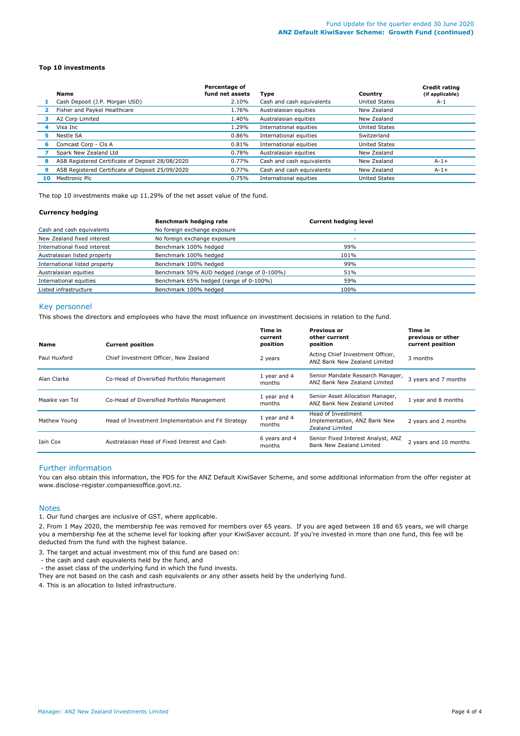### Top 10 investments

| | Name | Percentage of fund net assets | Type | Country | Credit rating (if applicable) |
|---|---|---|---|---|---|
| 1 | Cash Deposit (J.P. Morgan USD) | 2.10% | Cash and cash equivalents | United States | A-1 |
| 2 | Fisher and Paykel Healthcare | 1.76% | Australasian equities | New Zealand | |
| 3 | A2 Corp Limited | 1.40% | Australasian equities | New Zealand | |
| 4 | Visa Inc | 1.29% | International equities | United States | |
| 5 | Nestle SA | 0.86% | International equities | Switzerland | |
| 6 | Comcast Corp - Cls A | 0.81% | International equities | United States | |
| 7 | Spark New Zealand Ltd | 0.78% | Australasian equities | New Zealand | |
| 8 | ASB Registered Certificate of Deposit 28/08/2020 | 0.77% | Cash and cash equivalents | New Zealand | A-1+ |
| 9 | ASB Registered Certificate of Deposit 25/09/2020 | 0.77% | Cash and cash equivalents | New Zealand | A-1+ |
| 10 | Medtronic Plc | 0.75% | International equities | United States | |

The top 10 investments make up 11.29% of the net asset value of the fund.

### Currency hedging

| | Benchmark hedging rate | Current hedging level |
|---|---|---|
| Cash and cash equivalents | No foreign exchange exposure | - |
| New Zealand fixed interest | No foreign exchange exposure | - |
| International fixed interest | Benchmark 100% hedged | 99% |
| Australasian listed property | Benchmark 100% hedged | 101% |
| International listed property | Benchmark 100% hedged | 99% |
| Australasian equities | Benchmark 50% AUD hedged (range of 0-100%) | 51% |
| International equities | Benchmark 65% hedged (range of 0-100%) | 59% |
| Listed infrastructure | Benchmark 100% hedged | 100% |

## Key personnel

This shows the directors and employees who have the most influence on investment decisions in relation to the fund.

| Name | Current position | Time in current position | Previous or other current position | Time in previous or other current position |
|---|---|---|---|---|
| Paul Huxford | Chief Investment Officer, New Zealand | 2 years | Acting Chief Investment Officer, ANZ Bank New Zealand Limited | 3 months |
| Alan Clarke | Co-Head of Diversified Portfolio Management | 1 year and 4 months | Senior Mandate Research Manager, ANZ Bank New Zealand Limited | 3 years and 7 months |
| Maaike van Tol | Co-Head of Diversified Portfolio Management | 1 year and 4 months | Senior Asset Allocation Manager, ANZ Bank New Zealand Limited | 1 year and 8 months |
| Mathew Young | Head of Investment Implementation and FX Strategy | 1 year and 4 months | Head of Investment Implementation, ANZ Bank New Zealand Limited | 2 years and 2 months |
| Iain Cox | Australasian Head of Fixed Interest and Cash | 6 years and 4 months | Senior Fixed Interest Analyst, ANZ Bank New Zealand Limited | 2 years and 10 months |

## Further information

You can also obtain this information, the PDS for the ANZ Default KiwiSaver Scheme, and some additional information from the offer register at www.disclose-register.companiesoffice.govt.nz.

## Notes

1. Our fund charges are inclusive of GST, where applicable.

2. From 1 May 2020, the membership fee was removed for members over 65 years. If you are aged between 18 and 65 years, we will charge you a membership fee at the scheme level for looking after your KiwiSaver account. If you're invested in more than one fund, this fee will be deducted from the fund with the highest balance.

3. The target and actual investment mix of this fund are based on:
 - the cash and cash equivalents held by the fund, and
 - the asset class of the underlying fund in which the fund invests.

They are not based on the cash and cash equivalents or any other assets held by the underlying fund.

4. This is an allocation to listed infrastructure.